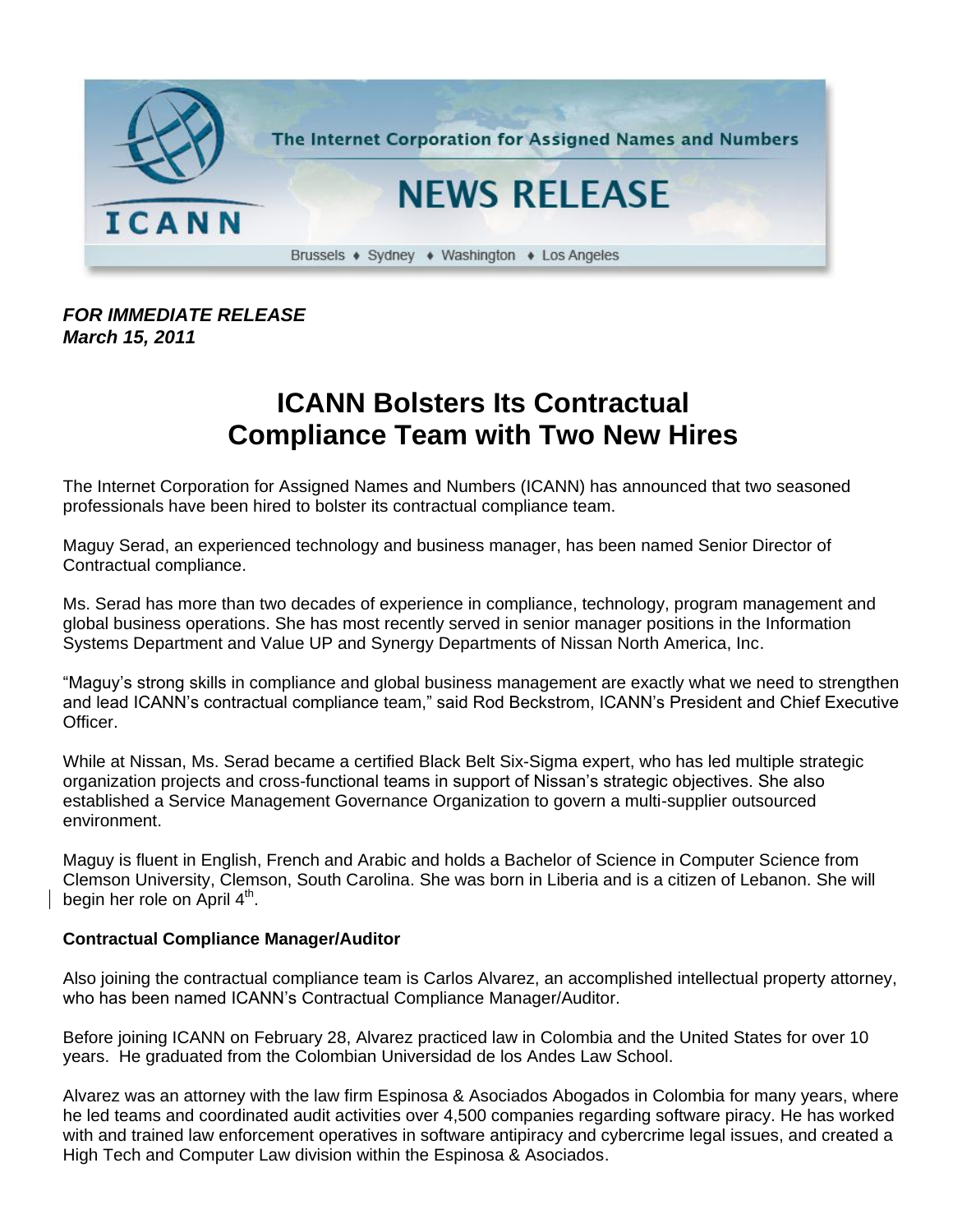The Internet Corporation for Assigned Names and Numbers

NEWS RELEASE

Brussels ♦ Sydney ♦ Washington ♦ Los Angeles

***FOR IMMEDIATE RELEASE***
***March 15, 2011***

# ICANN Bolsters Its Contractual Compliance Team with Two New Hires

The Internet Corporation for Assigned Names and Numbers (ICANN) has announced that two seasoned professionals have been hired to bolster its contractual compliance team.

Maguy Serad, an experienced technology and business manager, has been named Senior Director of Contractual compliance.

Ms. Serad has more than two decades of experience in compliance, technology, program management and global business operations. She has most recently served in senior manager positions in the Information Systems Department and Value UP and Synergy Departments of Nissan North America, Inc.

"Maguy's strong skills in compliance and global business management are exactly what we need to strengthen and lead ICANN's contractual compliance team," said Rod Beckstrom, ICANN's President and Chief Executive Officer.

While at Nissan, Ms. Serad became a certified Black Belt Six-Sigma expert, who has led multiple strategic organization projects and cross-functional teams in support of Nissan's strategic objectives. She also established a Service Management Governance Organization to govern a multi-supplier outsourced environment.

Maguy is fluent in English, French and Arabic and holds a Bachelor of Science in Computer Science from Clemson University, Clemson, South Carolina. She was born in Liberia and is a citizen of Lebanon. She will begin her role on April 4th.

**Contractual Compliance Manager/Auditor**

Also joining the contractual compliance team is Carlos Alvarez, an accomplished intellectual property attorney, who has been named ICANN's Contractual Compliance Manager/Auditor.

Before joining ICANN on February 28, Alvarez practiced law in Colombia and the United States for over 10 years. He graduated from the Colombian Universidad de los Andes Law School.

Alvarez was an attorney with the law firm Espinosa & Asociados Abogados in Colombia for many years, where he led teams and coordinated audit activities over 4,500 companies regarding software piracy. He has worked with and trained law enforcement operatives in software antipiracy and cybercrime legal issues, and created a High Tech and Computer Law division within the Espinosa & Asociados.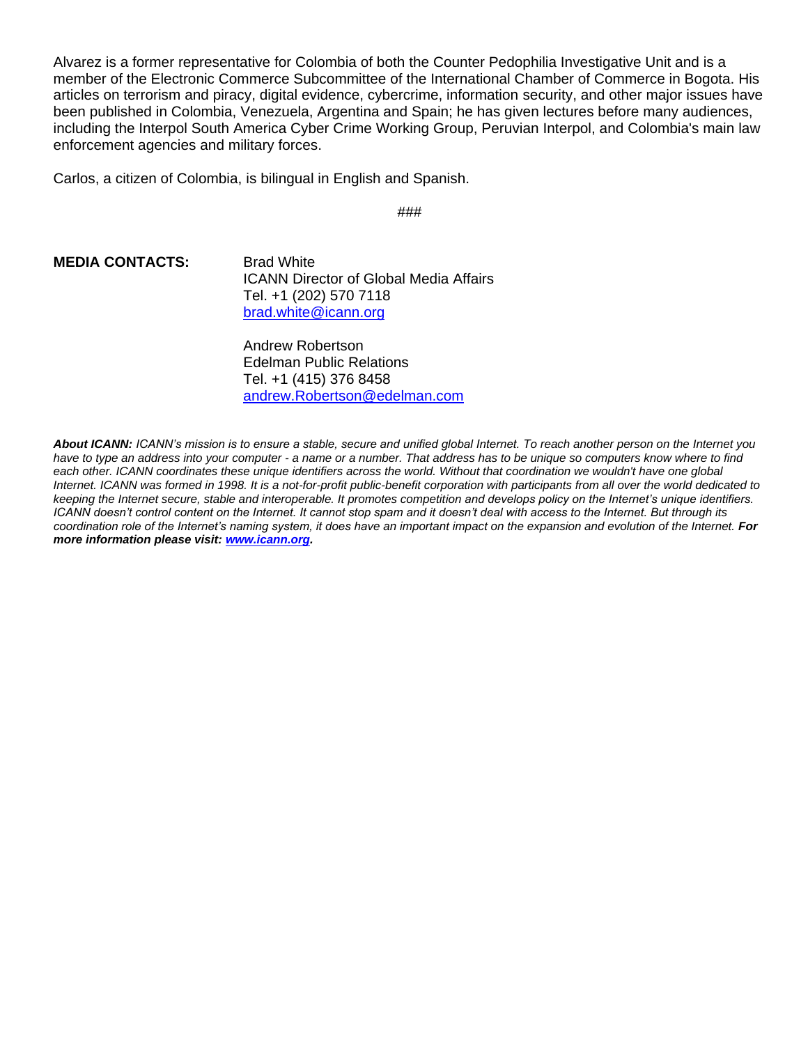Alvarez is a former representative for Colombia of both the Counter Pedophilia Investigative Unit and is a member of the Electronic Commerce Subcommittee of the International Chamber of Commerce in Bogota. His articles on terrorism and piracy, digital evidence, cybercrime, information security, and other major issues have been published in Colombia, Venezuela, Argentina and Spain; he has given lectures before many audiences, including the Interpol South America Cyber Crime Working Group, Peruvian Interpol, and Colombia's main law enforcement agencies and military forces.

Carlos, a citizen of Colombia, is bilingual in English and Spanish.

###

**MEDIA CONTACTS:**

Brad White
ICANN Director of Global Media Affairs
Tel. +1 (202) 570 7118
brad.white@icann.org

Andrew Robertson
Edelman Public Relations
Tel. +1 (415) 376 8458
andrew.Robertson@edelman.com

***About ICANN:*** *ICANN's mission is to ensure a stable, secure and unified global Internet. To reach another person on the Internet you have to type an address into your computer - a name or a number. That address has to be unique so computers know where to find each other. ICANN coordinates these unique identifiers across the world. Without that coordination we wouldn't have one global Internet. ICANN was formed in 1998. It is a not-for-profit public-benefit corporation with participants from all over the world dedicated to keeping the Internet secure, stable and interoperable. It promotes competition and develops policy on the Internet's unique identifiers. ICANN doesn't control content on the Internet. It cannot stop spam and it doesn't deal with access to the Internet. But through its coordination role of the Internet's naming system, it does have an important impact on the expansion and evolution of the Internet.* ***For more information please visit: www.icann.org.***